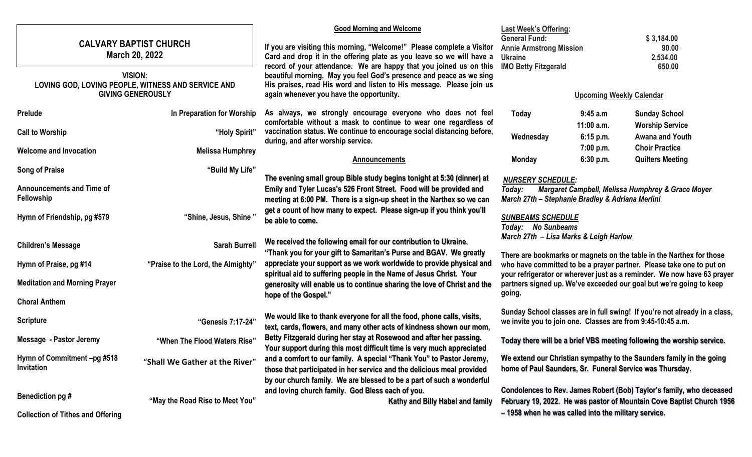# CALVARY BAPTIST CHURCH
## March 20, 2022

**VISION:**
**LOVING GOD, LOVING PEOPLE, WITNESS AND SERVICE AND GIVING GENEROUSLY**

| | |
|---|---|
| Prelude | In Preparation for Worship |
| Call to Worship | "Holy Spirit" |
| Welcome and Invocation | Melissa Humphrey |
| Song of Praise | "Build My Life" |
| Announcements and Time of Fellowship | |
| Hymn of Friendship, pg #579 | "Shine, Jesus, Shine " |
| Children's Message | Sarah Burrell |
| Hymn of Praise, pg #14 | "Praise to the Lord, the Almighty" |
| Meditation and Morning Prayer | |
| Choral Anthem | |
| Scripture | "Genesis 7:17-24" |
| Message - Pastor Jeremy | "When The Flood Waters Rise" |
| Hymn of Commitment –pg #518 Invitation | "Shall We Gather at the River" |
| Benediction pg # | "May the Road Rise to Meet You" |
| Collection of Tithes and Offering | |

### Good Morning and Welcome

If you are visiting this morning, "Welcome!" Please complete a Visitor Card and drop it in the offering plate as you leave so we will have a record of your attendance. We are happy that you joined us on this beautiful morning. May you feel God's presence and peace as we sing His praises, read His word and listen to His message. Please join us again whenever you have the opportunity.

As always, we strongly encourage everyone who does not feel comfortable without a mask to continue to wear one regardless of vaccination status. We continue to encourage social distancing before, during, and after worship service.

### Announcements

The evening small group Bible study begins tonight at 5:30 (dinner) at Emily and Tyler Lucas's 526 Front Street. Food will be provided and meeting at 6:00 PM. There is a sign-up sheet in the Narthex so we can get a count of how many to expect. Please sign-up if you think you'll be able to come.

We received the following email for our contribution to Ukraine. "Thank you for your gift to Samaritan's Purse and BGAV. We greatly appreciate your support as we work worldwide to provide physical and spiritual aid to suffering people in the Name of Jesus Christ. Your generosity will enable us to continue sharing the love of Christ and the hope of the Gospel."

We would like to thank everyone for all the food, phone calls, visits, text, cards, flowers, and many other acts of kindness shown our mom, Betty Fitzgerald during her stay at Rosewood and after her passing. Your support during this most difficult time is very much appreciated and a comfort to our family. A special "Thank You" to Pastor Jeremy, those that participated in her service and the delicious meal provided by our church family. We are blessed to be a part of such a wonderful and loving church family. God Bless each of you.

Kathy and Billy Habel and family

**Last Week's Offering:**

| | |
|---|---|
| General Fund: | $ 3,184.00 |
| Annie Armstrong Mission | 90.00 |
| Ukraine | 2,534.00 |
| IMO Betty Fitzgerald | 650.00 |

### Upcoming Weekly Calendar

| | | |
|---|---|---|
| Today | 9:45 a.m | Sunday School |
| | 11:00 a.m. | Worship Service |
| Wednesday | 6:15 p.m. | Awana and Youth |
| | 7:00 p.m. | Choir Practice |
| Monday | 6:30 p.m. | Quilters Meeting |

***NURSERY SCHEDULE:***
*Today: Margaret Campbell, Melissa Humphrey & Grace Moyer*
*March 27th – Stephanie Bradley & Adriana Merlini*

***SUNBEAMS SCHEDULE***
*Today: No Sunbeams*
*March 27th – Lisa Marks & Leigh Harlow*

There are bookmarks or magnets on the table in the Narthex for those who have committed to be a prayer partner. Please take one to put on your refrigerator or wherever just as a reminder. We now have 63 prayer partners signed up. We've exceeded our goal but we're going to keep going.

Sunday School classes are in full swing! If you're not already in a class, we invite you to join one. Classes are from 9:45-10:45 a.m.

Today there will be a brief VBS meeting following the worship service.

We extend our Christian sympathy to the Saunders family in the going home of Paul Saunders, Sr. Funeral Service was Thursday.

Condolences to Rev. James Robert (Bob) Taylor's family, who deceased February 19, 2022. He was pastor of Mountain Cove Baptist Church 1956 – 1958 when he was called into the military service.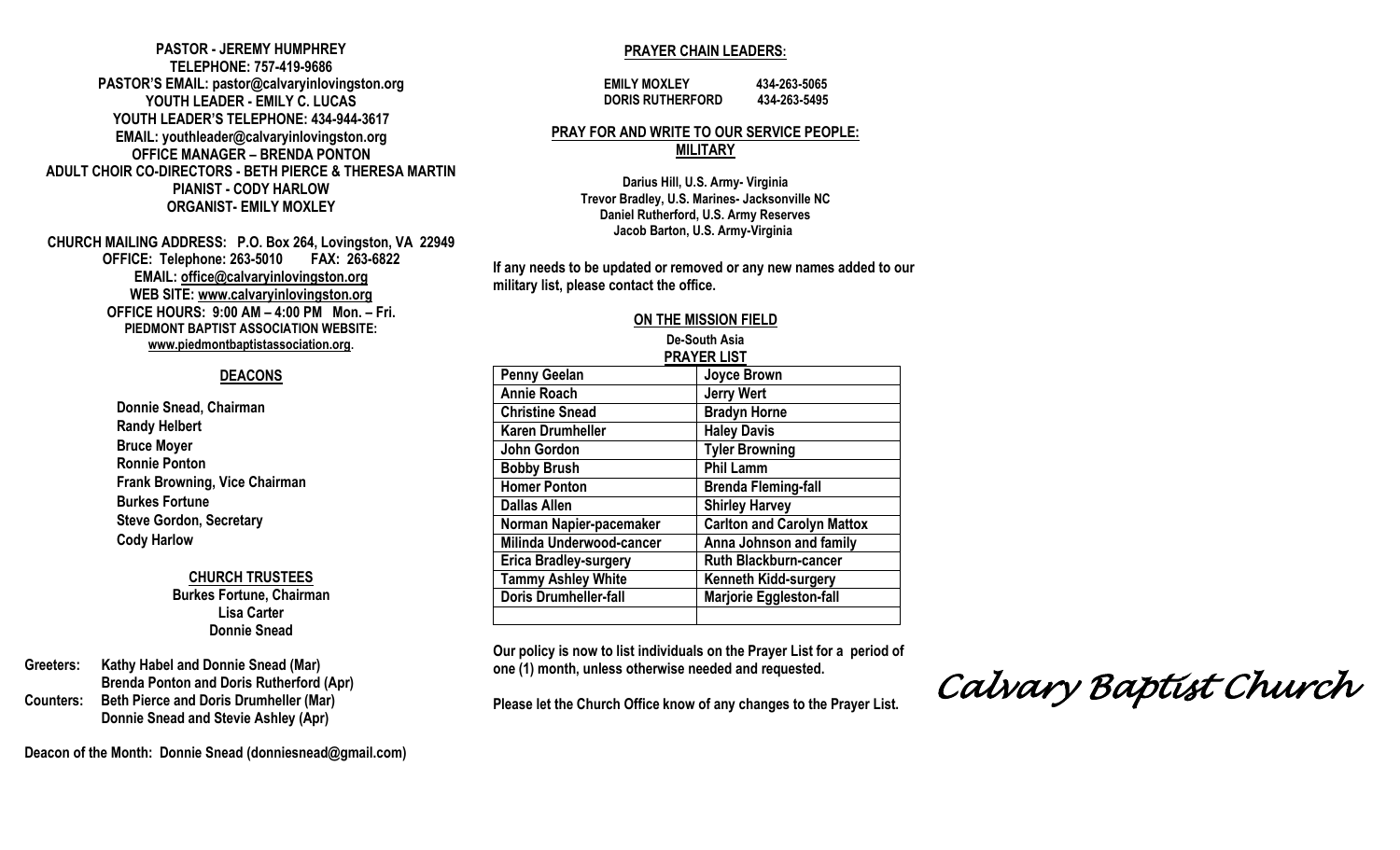**PASTOR - JEREMY HUMPHREY**
**TELEPHONE: 757-419-9686**
**PASTOR'S EMAIL: pastor@calvaryinlovingston.org**
**YOUTH LEADER - EMILY C. LUCAS**
**YOUTH LEADER'S TELEPHONE: 434-944-3617**
**EMAIL: youthleader@calvaryinlovingston.org**
**OFFICE MANAGER – BRENDA PONTON**
**ADULT CHOIR CO-DIRECTORS - BETH PIERCE & THERESA MARTIN**
**PIANIST - CODY HARLOW**
**ORGANIST- EMILY MOXLEY**

**CHURCH MAILING ADDRESS: P.O. Box 264, Lovingston, VA 22949**
**OFFICE: Telephone: 263-5010 FAX: 263-6822**
**EMAIL: office@calvaryinlovingston.org**
**WEB SITE: www.calvaryinlovingston.org**
**OFFICE HOURS: 9:00 AM – 4:00 PM Mon. – Fri.**
**PIEDMONT BAPTIST ASSOCIATION WEBSITE:**
**www.piedmontbaptistassociation.org.**

## DEACONS

**Donnie Snead, Chairman**
**Randy Helbert**
**Bruce Moyer**
**Ronnie Ponton**
**Frank Browning, Vice Chairman**
**Burkes Fortune**
**Steve Gordon, Secretary**
**Cody Harlow**

## CHURCH TRUSTEES

**Burkes Fortune, Chairman**
**Lisa Carter**
**Donnie Snead**

**Greeters:** **Kathy Habel and Donnie Snead (Mar)**
**Brenda Ponton and Doris Rutherford (Apr)**
**Counters:** **Beth Pierce and Doris Drumheller (Mar)**
**Donnie Snead and Stevie Ashley (Apr)**

**Deacon of the Month: Donnie Snead (donniesnead@gmail.com)**

## PRAYER CHAIN LEADERS:

**EMILY MOXLEY 434-263-5065**
**DORIS RUTHERFORD 434-263-5495**

## PRAY FOR AND WRITE TO OUR SERVICE PEOPLE:

## MILITARY

**Darius Hill, U.S. Army- Virginia**
**Trevor Bradley, U.S. Marines- Jacksonville NC**
**Daniel Rutherford, U.S. Army Reserves**
**Jacob Barton, U.S. Army-Virginia**

**If any needs to be updated or removed or any new names added to our military list, please contact the office.**

## ON THE MISSION FIELD

**De-South Asia**

## PRAYER LIST

| | |
|---|---|
| Penny Geelan | Joyce Brown |
| Annie Roach | Jerry Wert |
| Christine Snead | Bradyn Horne |
| Karen Drumheller | Haley Davis |
| John Gordon | Tyler Browning |
| Bobby Brush | Phil Lamm |
| Homer Ponton | Brenda Fleming-fall |
| Dallas Allen | Shirley Harvey |
| Norman Napier-pacemaker | Carlton and Carolyn Mattox |
| Milinda Underwood-cancer | Anna Johnson and family |
| Erica Bradley-surgery | Ruth Blackburn-cancer |
| Tammy Ashley White | Kenneth Kidd-surgery |
| Doris Drumheller-fall | Marjorie Eggleston-fall |
| | |

**Our policy is now to list individuals on the Prayer List for a period of one (1) month, unless otherwise needed and requested.**

**Please let the Church Office know of any changes to the Prayer List.**

*Calvary Baptist Church*